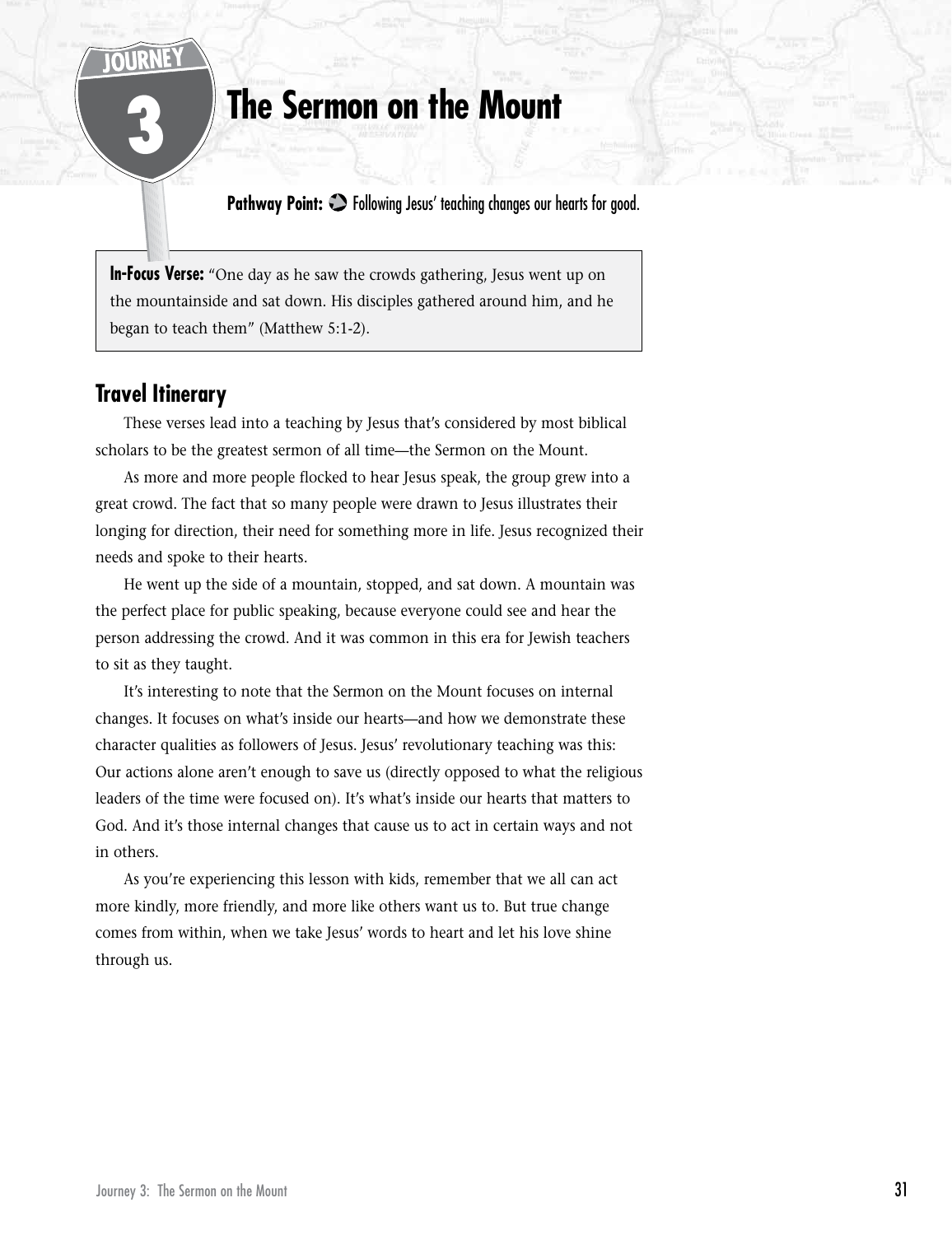JOURNEY 3

# The Sermon on the Mount

**Pathway Point:** Following Jesus' teaching changes our hearts for good.

**In-Focus Verse:** "One day as he saw the crowds gathering, Jesus went up on the mountainside and sat down. His disciples gathered around him, and he began to teach them" (Matthew 5:1-2).

## Travel Itinerary

These verses lead into a teaching by Jesus that's considered by most biblical scholars to be the greatest sermon of all time—the Sermon on the Mount.

As more and more people flocked to hear Jesus speak, the group grew into a great crowd. The fact that so many people were drawn to Jesus illustrates their longing for direction, their need for something more in life. Jesus recognized their needs and spoke to their hearts.

He went up the side of a mountain, stopped, and sat down. A mountain was the perfect place for public speaking, because everyone could see and hear the person addressing the crowd. And it was common in this era for Jewish teachers to sit as they taught.

It's interesting to note that the Sermon on the Mount focuses on internal changes. It focuses on what's inside our hearts—and how we demonstrate these character qualities as followers of Jesus. Jesus' revolutionary teaching was this: Our actions alone aren't enough to save us (directly opposed to what the religious leaders of the time were focused on). It's what's inside our hearts that matters to God. And it's those internal changes that cause us to act in certain ways and not in others.

As you're experiencing this lesson with kids, remember that we all can act more kindly, more friendly, and more like others want us to. But true change comes from within, when we take Jesus' words to heart and let his love shine through us.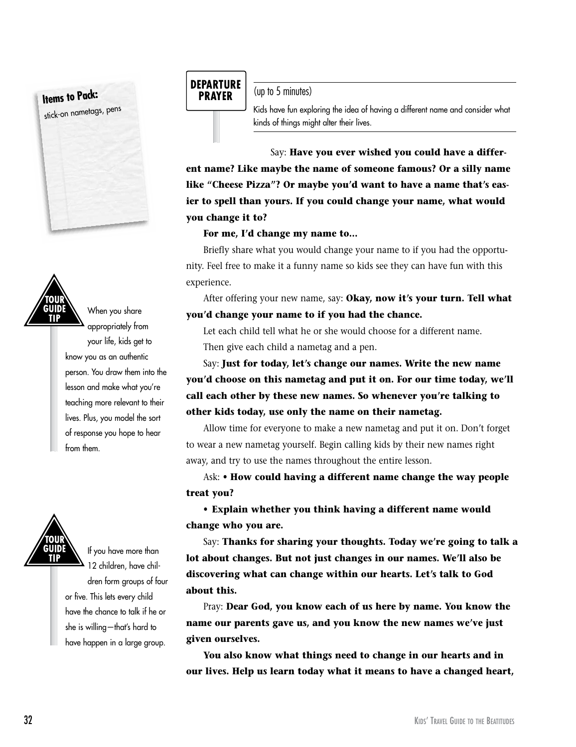**Items to Pack:**
stick-on nametags, pens

## DEPARTURE PRAYER

(up to 5 minutes)

Kids have fun exploring the idea of having a different name and consider what kinds of things might alter their lives.

Say: **Have you ever wished you could have a different name? Like maybe the name of someone famous? Or a silly name like "Cheese Pizza"? Or maybe you'd want to have a name that's easier to spell than yours. If you could change your name, what would you change it to?**

**For me, I'd change my name to...**

Briefly share what you would change your name to if you had the opportunity. Feel free to make it a funny name so kids see they can have fun with this experience.

After offering your new name, say: **Okay, now it's your turn. Tell what you'd change your name to if you had the chance.**

Let each child tell what he or she would choose for a different name.

Then give each child a nametag and a pen.

Say: **Just for today, let's change our names. Write the new name you'd choose on this nametag and put it on. For our time today, we'll call each other by these new names. So whenever you're talking to other kids today, use only the name on their nametag.**

Allow time for everyone to make a new nametag and put it on. Don't forget to wear a new nametag yourself. Begin calling kids by their new names right away, and try to use the names throughout the entire lesson.

Ask: **• How could having a different name change the way people treat you?**

**• Explain whether you think having a different name would change who you are.**

Say: **Thanks for sharing your thoughts. Today we're going to talk a lot about changes. But not just changes in our names. We'll also be discovering what can change within our hearts. Let's talk to God about this.**

Pray: **Dear God, you know each of us here by name. You know the name our parents gave us, and you know the new names we've just given ourselves.**

**You also know what things need to change in our hearts and in our lives. Help us learn today what it means to have a changed heart,**

**TOUR GUIDE TIP**

When you share appropriately from your life, kids get to know you as an authentic person. You draw them into the lesson and make what you're teaching more relevant to their lives. Plus, you model the sort of response you hope to hear from them.

**TOUR GUIDE TIP**

If you have more than 12 children, have children form groups of four or five. This lets every child have the chance to talk if he or she is willing—that's hard to have happen in a large group.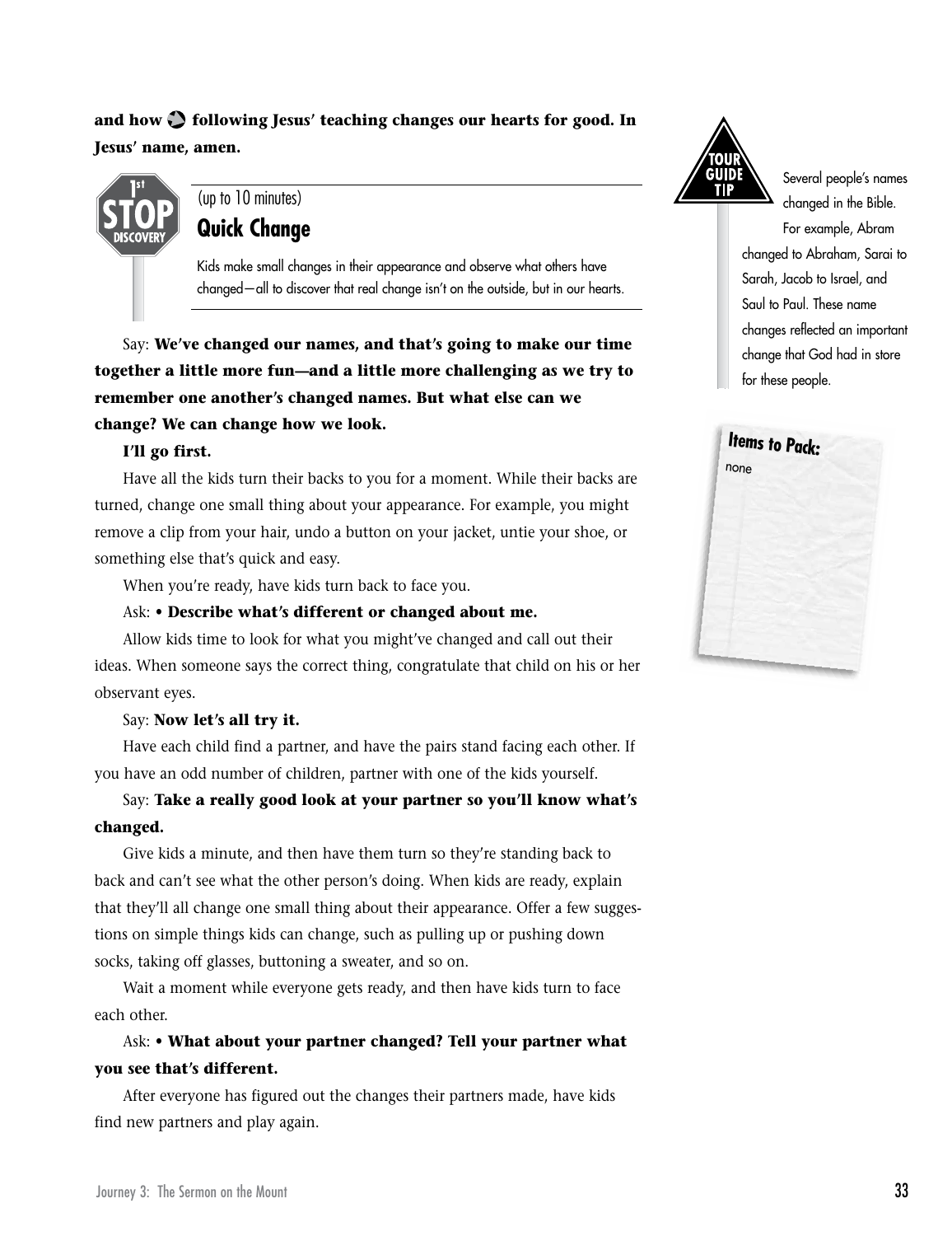**and how following Jesus' teaching changes our hearts for good. In Jesus' name, amen.**

1st STOP DISCOVERY

(up to 10 minutes)

## Quick Change

Kids make small changes in their appearance and observe what others have changed—all to discover that real change isn't on the outside, but in our hearts.

Say: **We've changed our names, and that's going to make our time together a little more fun—and a little more challenging as we try to remember one another's changed names. But what else can we change? We can change how we look.**

**I'll go first.**

Have all the kids turn their backs to you for a moment. While their backs are turned, change one small thing about your appearance. For example, you might remove a clip from your hair, undo a button on your jacket, untie your shoe, or something else that's quick and easy.

When you're ready, have kids turn back to face you.

Ask: **• Describe what's different or changed about me.**

Allow kids time to look for what you might've changed and call out their ideas. When someone says the correct thing, congratulate that child on his or her observant eyes.

Say: **Now let's all try it.**

Have each child find a partner, and have the pairs stand facing each other. If you have an odd number of children, partner with one of the kids yourself.

Say: **Take a really good look at your partner so you'll know what's changed.**

Give kids a minute, and then have them turn so they're standing back to back and can't see what the other person's doing. When kids are ready, explain that they'll all change one small thing about their appearance. Offer a few suggestions on simple things kids can change, such as pulling up or pushing down socks, taking off glasses, buttoning a sweater, and so on.

Wait a moment while everyone gets ready, and then have kids turn to face each other.

Ask: **• What about your partner changed? Tell your partner what you see that's different.**

After everyone has figured out the changes their partners made, have kids find new partners and play again.

TOUR GUIDE TIP

Several people's names changed in the Bible. For example, Abram changed to Abraham, Sarai to Sarah, Jacob to Israel, and Saul to Paul. These name changes reflected an important change that God had in store for these people.

**Items to Pack:**

none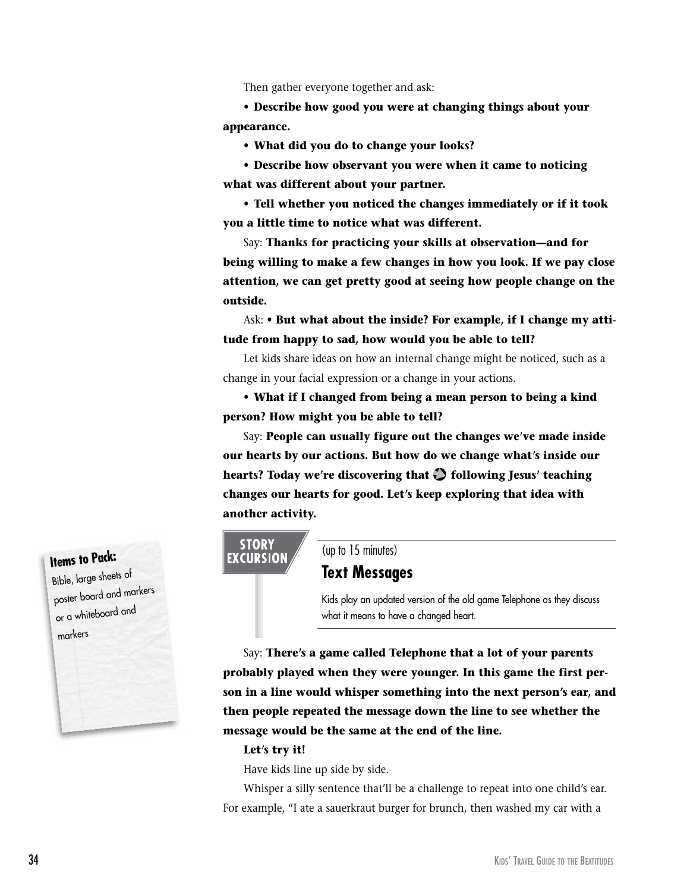Then gather everyone together and ask:

**• Describe how good you were at changing things about your appearance.**

**• What did you do to change your looks?**

**• Describe how observant you were when it came to noticing what was different about your partner.**

**• Tell whether you noticed the changes immediately or if it took you a little time to notice what was different.**

Say: **Thanks for practicing your skills at observation—and for being willing to make a few changes in how you look. If we pay close attention, we can get pretty good at seeing how people change on the outside.**

Ask: **• But what about the inside? For example, if I change my attitude from happy to sad, how would you be able to tell?**

Let kids share ideas on how an internal change might be noticed, such as a change in your facial expression or a change in your actions.

**• What if I changed from being a mean person to being a kind person? How might you be able to tell?**

Say: **People can usually figure out the changes we've made inside our hearts by our actions. But how do we change what's inside our hearts? Today we're discovering that following Jesus' teaching changes our hearts for good. Let's keep exploring that idea with another activity.**

**Items to Pack:**
Bible, large sheets of poster board and markers or a whiteboard and markers

**STORY EXCURSION**

(up to 15 minutes)

## Text Messages

Kids play an updated version of the old game Telephone as they discuss what it means to have a changed heart.

Say: **There's a game called Telephone that a lot of your parents probably played when they were younger. In this game the first person in a line would whisper something into the next person's ear, and then people repeated the message down the line to see whether the message would be the same at the end of the line.**

**Let's try it!**

Have kids line up side by side.

Whisper a silly sentence that'll be a challenge to repeat into one child's ear. For example, "I ate a sauerkraut burger for brunch, then washed my car with a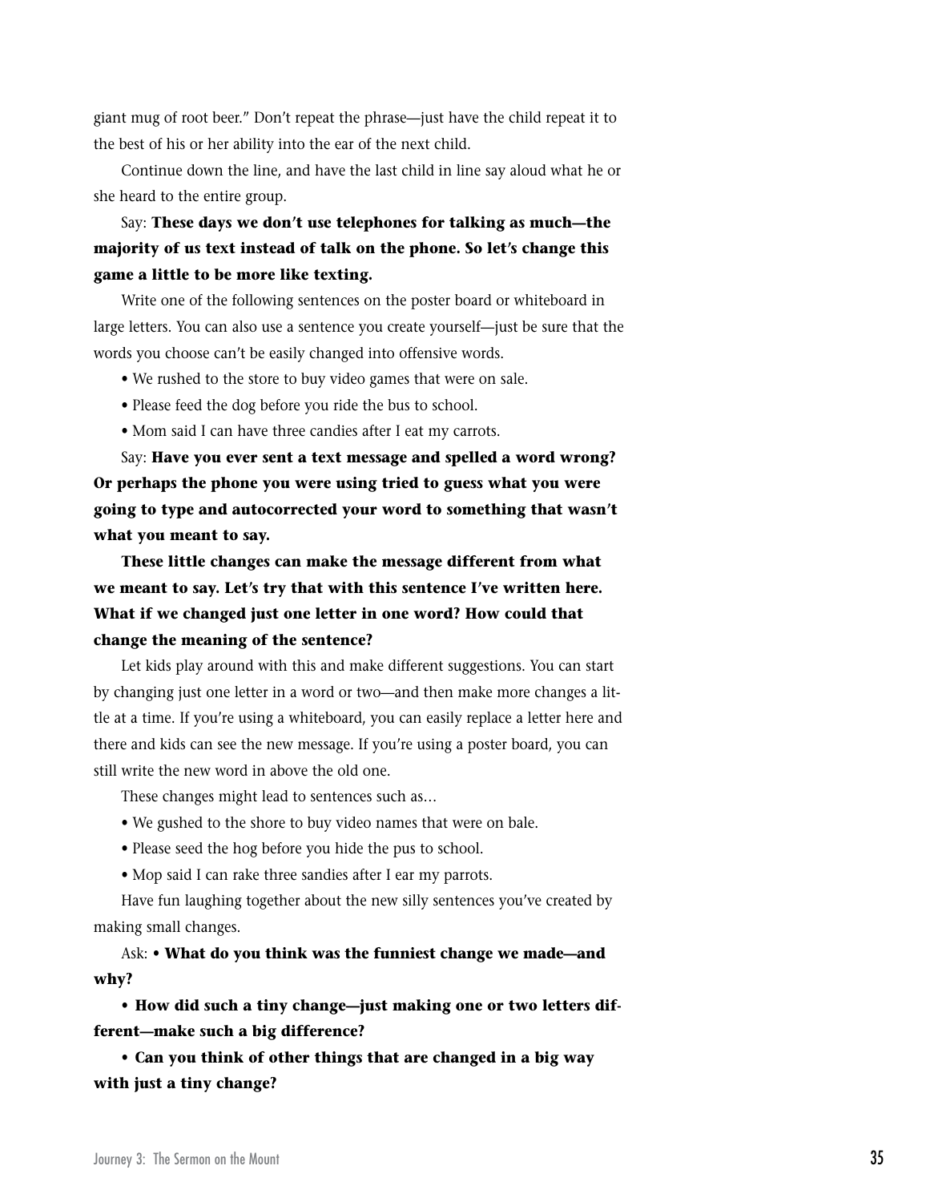giant mug of root beer." Don't repeat the phrase—just have the child repeat it to the best of his or her ability into the ear of the next child.

Continue down the line, and have the last child in line say aloud what he or she heard to the entire group.

Say: **These days we don't use telephones for talking as much—the majority of us text instead of talk on the phone. So let's change this game a little to be more like texting.**

Write one of the following sentences on the poster board or whiteboard in large letters. You can also use a sentence you create yourself—just be sure that the words you choose can't be easily changed into offensive words.

- We rushed to the store to buy video games that were on sale.
- Please feed the dog before you ride the bus to school.
- Mom said I can have three candies after I eat my carrots.

Say: **Have you ever sent a text message and spelled a word wrong? Or perhaps the phone you were using tried to guess what you were going to type and autocorrected your word to something that wasn't what you meant to say.**

**These little changes can make the message different from what we meant to say. Let's try that with this sentence I've written here. What if we changed just one letter in one word? How could that change the meaning of the sentence?**

Let kids play around with this and make different suggestions. You can start by changing just one letter in a word or two—and then make more changes a little at a time. If you're using a whiteboard, you can easily replace a letter here and there and kids can see the new message. If you're using a poster board, you can still write the new word in above the old one.

These changes might lead to sentences such as…

- We gushed to the shore to buy video names that were on bale.
- Please seed the hog before you hide the pus to school.
- Mop said I can rake three sandies after I ear my parrots.

Have fun laughing together about the new silly sentences you've created by making small changes.

Ask:
- **What do you think was the funniest change we made—and why?**
- **How did such a tiny change—just making one or two letters different—make such a big difference?**
- **Can you think of other things that are changed in a big way with just a tiny change?**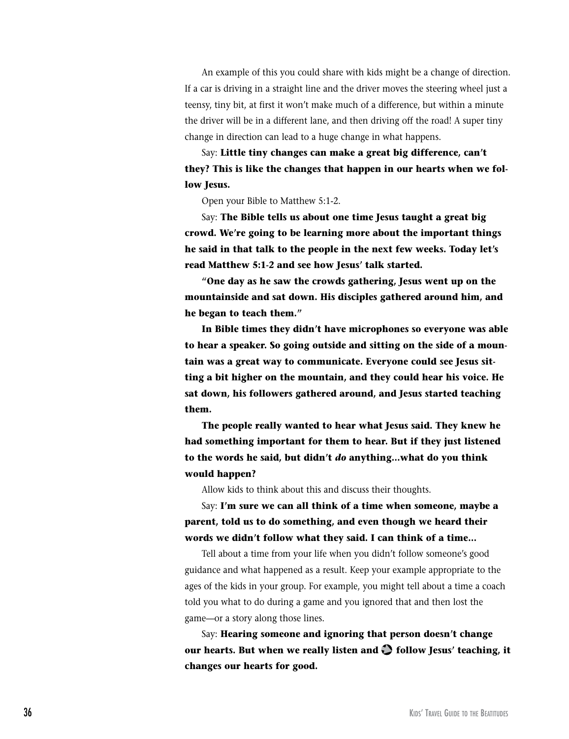An example of this you could share with kids might be a change of direction. If a car is driving in a straight line and the driver moves the steering wheel just a teensy, tiny bit, at first it won't make much of a difference, but within a minute the driver will be in a different lane, and then driving off the road! A super tiny change in direction can lead to a huge change in what happens.

Say: **Little tiny changes can make a great big difference, can't they? This is like the changes that happen in our hearts when we follow Jesus.**

Open your Bible to Matthew 5:1-2.

Say: **The Bible tells us about one time Jesus taught a great big crowd. We're going to be learning more about the important things he said in that talk to the people in the next few weeks. Today let's read Matthew 5:1-2 and see how Jesus' talk started.**

**"One day as he saw the crowds gathering, Jesus went up on the mountainside and sat down. His disciples gathered around him, and he began to teach them."**

**In Bible times they didn't have microphones so everyone was able to hear a speaker. So going outside and sitting on the side of a mountain was a great way to communicate. Everyone could see Jesus sitting a bit higher on the mountain, and they could hear his voice. He sat down, his followers gathered around, and Jesus started teaching them.**

**The people really wanted to hear what Jesus said. They knew he had something important for them to hear. But if they just listened to the words he said, but didn't *do* anything...what do you think would happen?**

Allow kids to think about this and discuss their thoughts.

Say: **I'm sure we can all think of a time when someone, maybe a parent, told us to do something, and even though we heard their words we didn't follow what they said. I can think of a time...**

Tell about a time from your life when you didn't follow someone's good guidance and what happened as a result. Keep your example appropriate to the ages of the kids in your group. For example, you might tell about a time a coach told you what to do during a game and you ignored that and then lost the game—or a story along those lines.

Say: **Hearing someone and ignoring that person doesn't change our hearts. But when we really listen and follow Jesus' teaching, it changes our hearts for good.**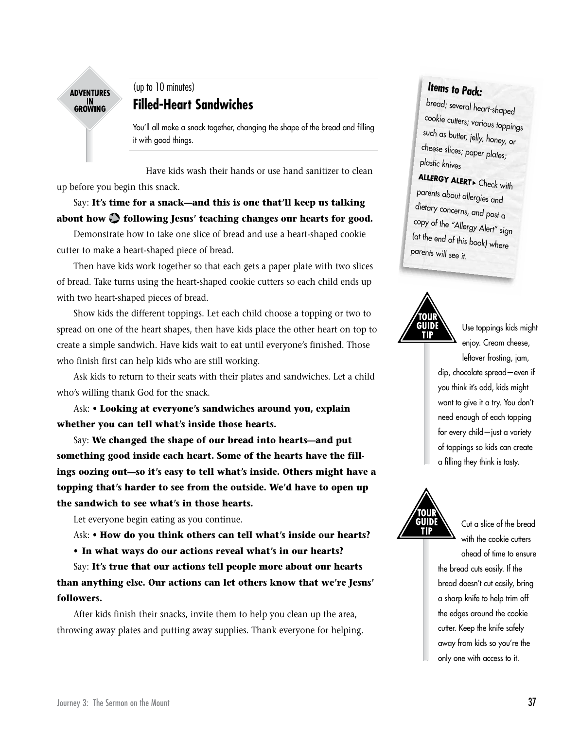ADVENTURES IN GROWING

(up to 10 minutes)

## Filled-Heart Sandwiches

You'll all make a snack together, changing the shape of the bread and filling it with good things.

Have kids wash their hands or use hand sanitizer to clean up before you begin this snack.

Say: **It's time for a snack—and this is one that'll keep us talking about how following Jesus' teaching changes our hearts for good.**

Demonstrate how to take one slice of bread and use a heart-shaped cookie cutter to make a heart-shaped piece of bread.

Then have kids work together so that each gets a paper plate with two slices of bread. Take turns using the heart-shaped cookie cutters so each child ends up with two heart-shaped pieces of bread.

Show kids the different toppings. Let each child choose a topping or two to spread on one of the heart shapes, then have kids place the other heart on top to create a simple sandwich. Have kids wait to eat until everyone's finished. Those who finish first can help kids who are still working.

Ask kids to return to their seats with their plates and sandwiches. Let a child who's willing thank God for the snack.

Ask: **• Looking at everyone's sandwiches around you, explain whether you can tell what's inside those hearts.**

Say: **We changed the shape of our bread into hearts—and put something good inside each heart. Some of the hearts have the fillings oozing out—so it's easy to tell what's inside. Others might have a topping that's harder to see from the outside. We'd have to open up the sandwich to see what's in those hearts.**

Let everyone begin eating as you continue.

Ask: **• How do you think others can tell what's inside our hearts?**

**• In what ways do our actions reveal what's in our hearts?**

Say: **It's true that our actions tell people more about our hearts than anything else. Our actions can let others know that we're Jesus' followers.**

After kids finish their snacks, invite them to help you clean up the area, throwing away plates and putting away supplies. Thank everyone for helping.

**Items to Pack:**
bread; several heart-shaped cookie cutters; various toppings such as butter, jelly, honey, or cheese slices; paper plates; plastic knives

**ALLERGY ALERT▸** Check with parents about allergies and dietary concerns, and post a copy of the "Allergy Alert" sign (at the end of this book) where parents will see it.

**TOUR GUIDE TIP**

Use toppings kids might enjoy. Cream cheese, leftover frosting, jam, dip, chocolate spread—even if you think it's odd, kids might want to give it a try. You don't need enough of each topping for every child—just a variety of toppings so kids can create a filling they think is tasty.

**TOUR GUIDE TIP**

Cut a slice of the bread with the cookie cutters ahead of time to ensure the bread cuts easily. If the bread doesn't cut easily, bring a sharp knife to help trim off the edges around the cookie cutter. Keep the knife safely away from kids so you're the only one with access to it.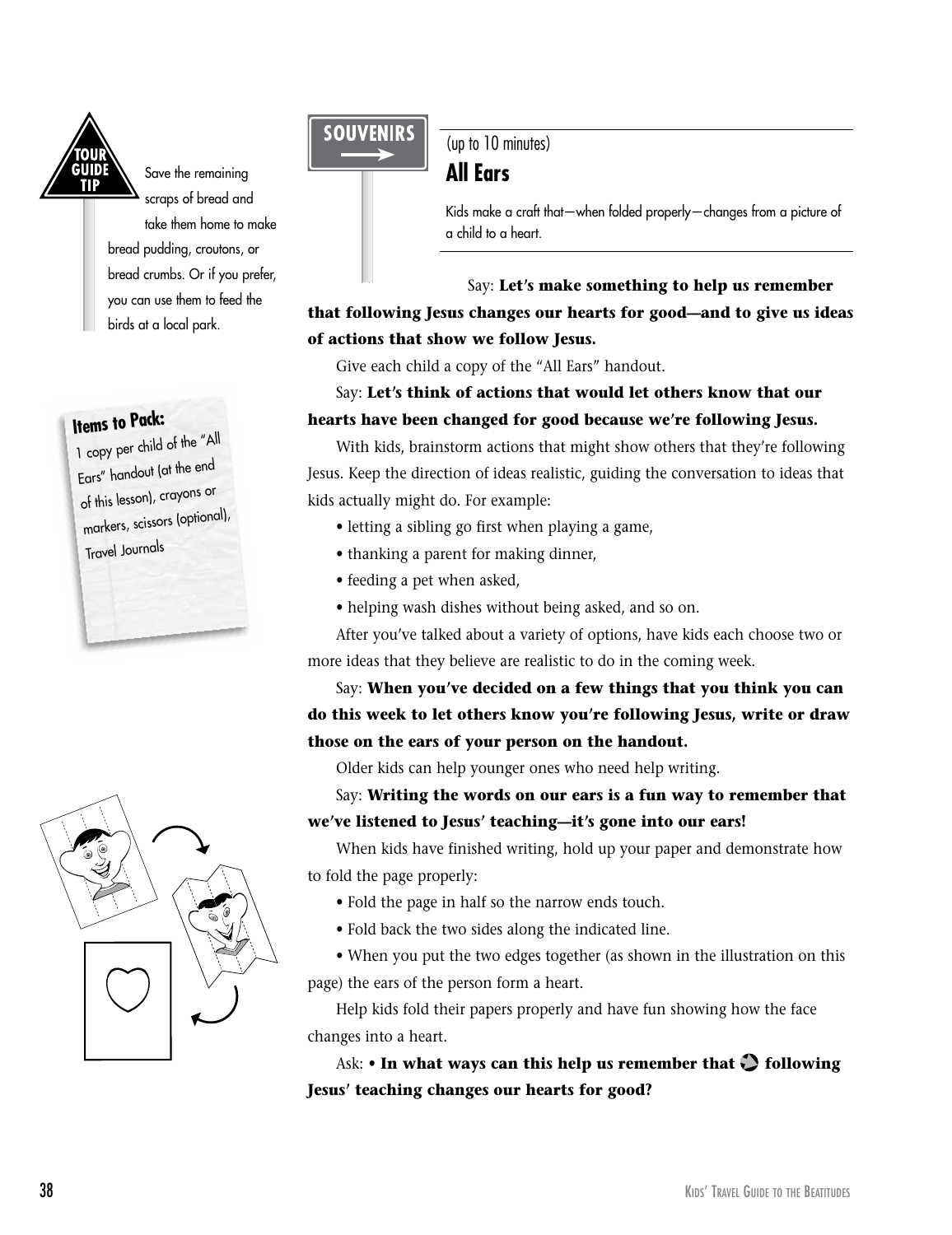**TOUR GUIDE TIP**

Save the remaining scraps of bread and take them home to make bread pudding, croutons, or bread crumbs. Or if you prefer, you can use them to feed the birds at a local park.

**Items to Pack:**

1 copy per child of the "All Ears" handout (at the end of this lesson), crayons or markers, scissors (optional), Travel Journals

**SOUVENIRS**

(up to 10 minutes)

## All Ears

Kids make a craft that—when folded properly—changes from a picture of a child to a heart.

Say: **Let's make something to help us remember that following Jesus changes our hearts for good—and to give us ideas of actions that show we follow Jesus.**

Give each child a copy of the "All Ears" handout.

Say: **Let's think of actions that would let others know that our hearts have been changed for good because we're following Jesus.**

With kids, brainstorm actions that might show others that they're following Jesus. Keep the direction of ideas realistic, guiding the conversation to ideas that kids actually might do. For example:

- letting a sibling go first when playing a game,
- thanking a parent for making dinner,
- feeding a pet when asked,
- helping wash dishes without being asked, and so on.

After you've talked about a variety of options, have kids each choose two or more ideas that they believe are realistic to do in the coming week.

Say: **When you've decided on a few things that you think you can do this week to let others know you're following Jesus, write or draw those on the ears of your person on the handout.**

Older kids can help younger ones who need help writing.

Say: **Writing the words on our ears is a fun way to remember that we've listened to Jesus' teaching—it's gone into our ears!**

When kids have finished writing, hold up your paper and demonstrate how to fold the page properly:

- Fold the page in half so the narrow ends touch.
- Fold back the two sides along the indicated line.
- When you put the two edges together (as shown in the illustration on this page) the ears of the person form a heart.

Help kids fold their papers properly and have fun showing how the face changes into a heart.

Ask: • **In what ways can this help us remember that following Jesus' teaching changes our hearts for good?**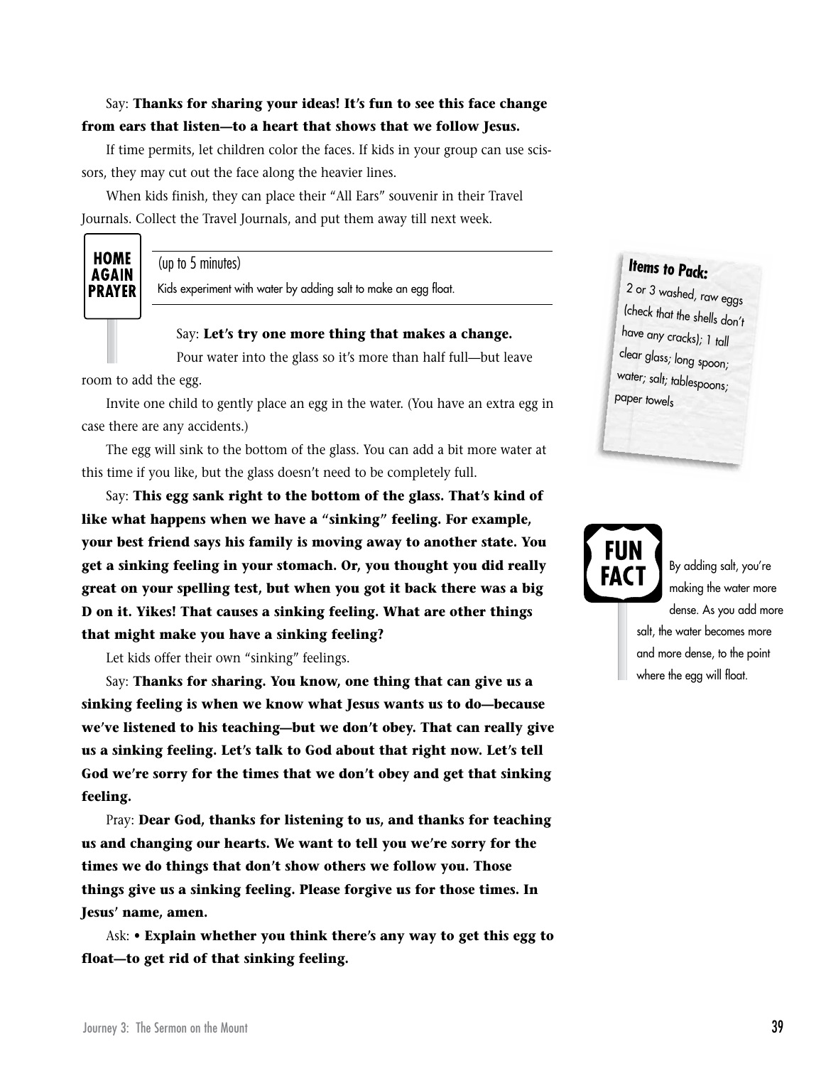Say: **Thanks for sharing your ideas! It's fun to see this face change from ears that listen—to a heart that shows that we follow Jesus.**

If time permits, let children color the faces. If kids in your group can use scissors, they may cut out the face along the heavier lines.

When kids finish, they can place their "All Ears" souvenir in their Travel Journals. Collect the Travel Journals, and put them away till next week.

## HOME AGAIN PRAYER

(up to 5 minutes)

Kids experiment with water by adding salt to make an egg float.

> **Items to Pack:**
> 2 or 3 washed, raw eggs (check that the shells don't have any cracks); 1 tall clear glass; long spoon; water; salt; tablespoons; paper towels

Say: **Let's try one more thing that makes a change.**

Pour water into the glass so it's more than half full—but leave room to add the egg.

Invite one child to gently place an egg in the water. (You have an extra egg in case there are any accidents.)

The egg will sink to the bottom of the glass. You can add a bit more water at this time if you like, but the glass doesn't need to be completely full.

Say: **This egg sank right to the bottom of the glass. That's kind of like what happens when we have a "sinking" feeling. For example, your best friend says his family is moving away to another state. You get a sinking feeling in your stomach. Or, you thought you did really great on your spelling test, but when you got it back there was a big D on it. Yikes! That causes a sinking feeling. What are other things that might make you have a sinking feeling?**

Let kids offer their own "sinking" feelings.

> **FUN FACT**
> By adding salt, you're making the water more dense. As you add more salt, the water becomes more and more dense, to the point where the egg will float.

Say: **Thanks for sharing. You know, one thing that can give us a sinking feeling is when we know what Jesus wants us to do—because we've listened to his teaching—but we don't obey. That can really give us a sinking feeling. Let's talk to God about that right now. Let's tell God we're sorry for the times that we don't obey and get that sinking feeling.**

Pray: **Dear God, thanks for listening to us, and thanks for teaching us and changing our hearts. We want to tell you we're sorry for the times we do things that don't show others we follow you. Those things give us a sinking feeling. Please forgive us for those times. In Jesus' name, amen.**

Ask: **• Explain whether you think there's any way to get this egg to float—to get rid of that sinking feeling.**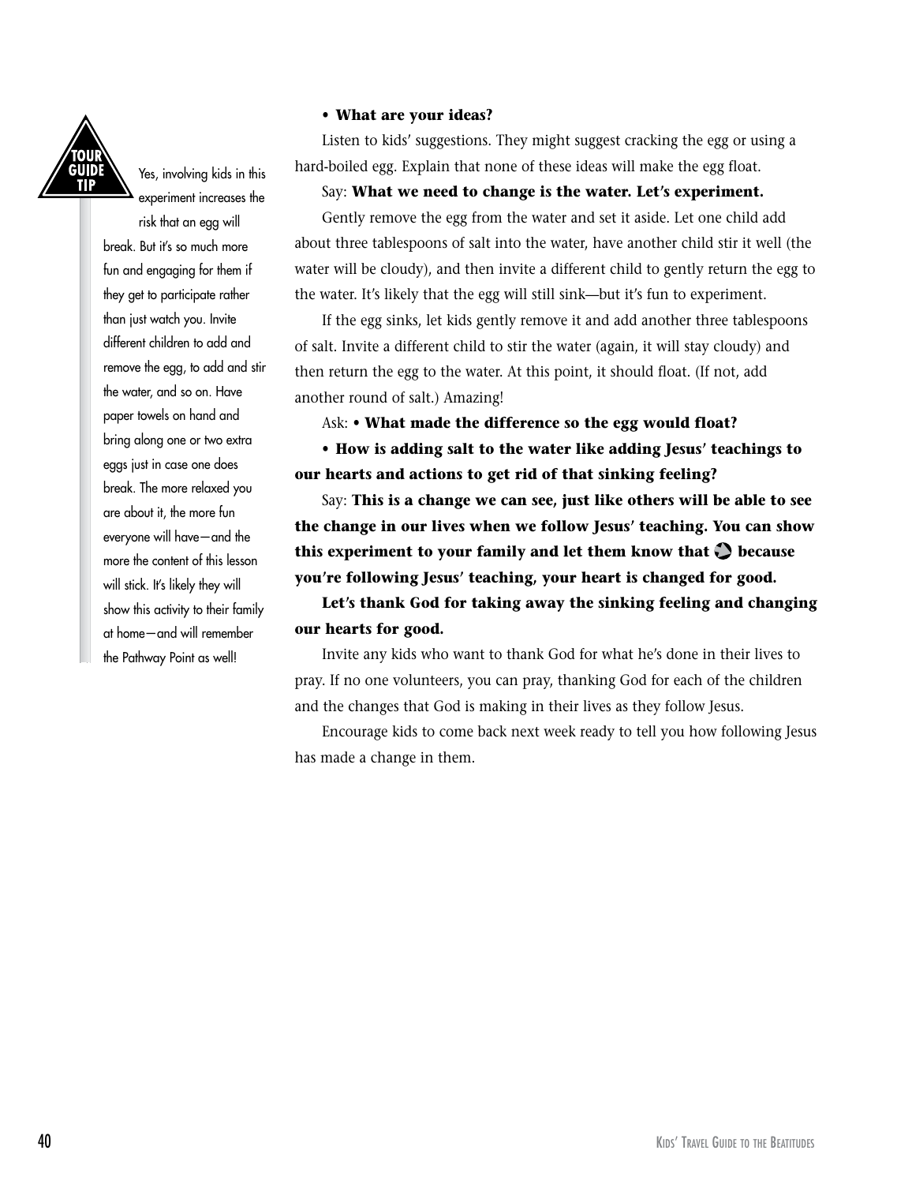**TOUR GUIDE TIP**

Yes, involving kids in this experiment increases the risk that an egg will break. But it's so much more fun and engaging for them if they get to participate rather than just watch you. Invite different children to add and remove the egg, to add and stir the water, and so on. Have paper towels on hand and bring along one or two extra eggs just in case one does break. The more relaxed you are about it, the more fun everyone will have—and the more the content of this lesson will stick. It's likely they will show this activity to their family at home—and will remember the Pathway Point as well!

**• What are your ideas?**

Listen to kids' suggestions. They might suggest cracking the egg or using a hard-boiled egg. Explain that none of these ideas will make the egg float.

Say: **What we need to change is the water. Let's experiment.**

Gently remove the egg from the water and set it aside. Let one child add about three tablespoons of salt into the water, have another child stir it well (the water will be cloudy), and then invite a different child to gently return the egg to the water. It's likely that the egg will still sink—but it's fun to experiment.

If the egg sinks, let kids gently remove it and add another three tablespoons of salt. Invite a different child to stir the water (again, it will stay cloudy) and then return the egg to the water. At this point, it should float. (If not, add another round of salt.) Amazing!

Ask: **• What made the difference so the egg would float?**

**• How is adding salt to the water like adding Jesus' teachings to our hearts and actions to get rid of that sinking feeling?**

Say: **This is a change we can see, just like others will be able to see the change in our lives when we follow Jesus' teaching. You can show this experiment to your family and let them know that because you're following Jesus' teaching, your heart is changed for good.**

**Let's thank God for taking away the sinking feeling and changing our hearts for good.**

Invite any kids who want to thank God for what he's done in their lives to pray. If no one volunteers, you can pray, thanking God for each of the children and the changes that God is making in their lives as they follow Jesus.

Encourage kids to come back next week ready to tell you how following Jesus has made a change in them.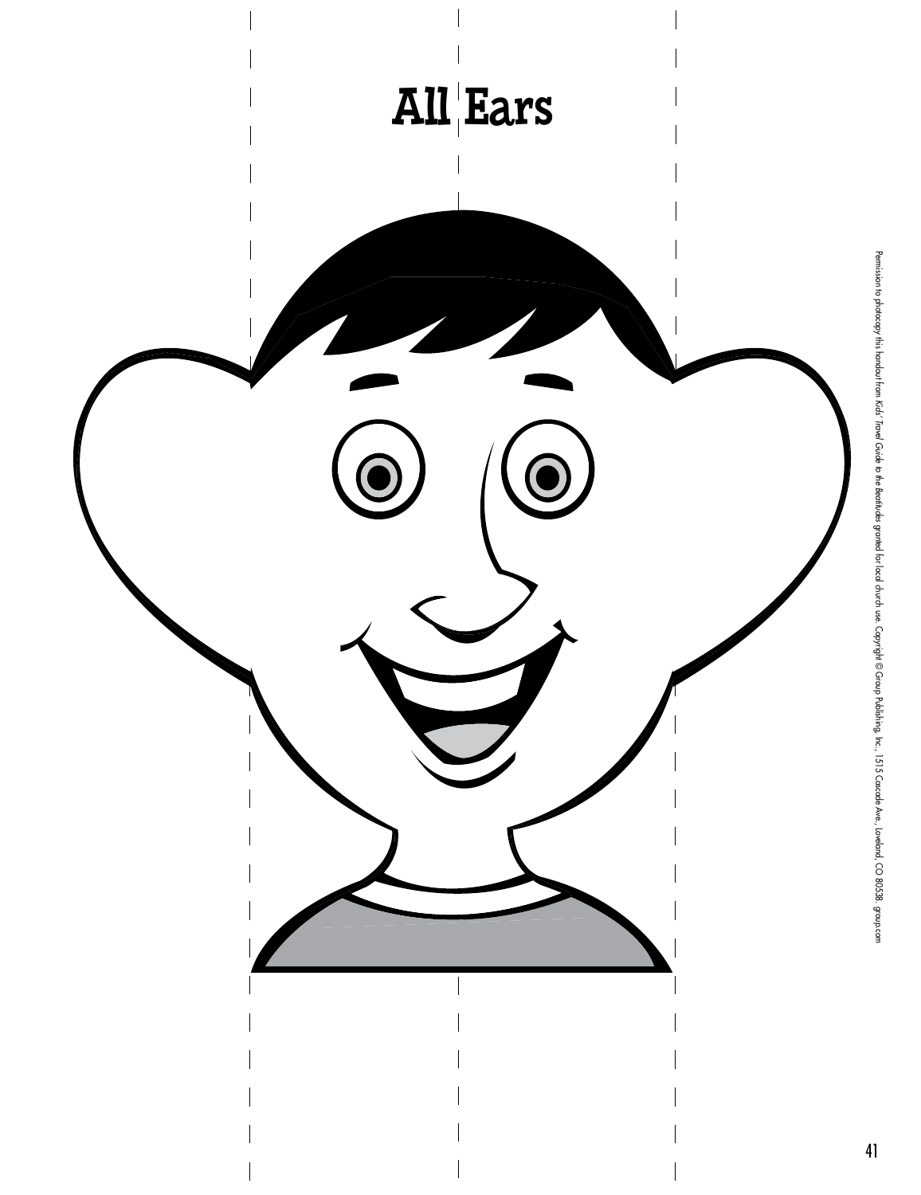# All Ears

Permission to photocopy this handout from *Kids' Travel Guide to the Beatitudes* granted for local church use. Copyright © Group Publishing, Inc., 1515 Cascade Ave., Loveland, CO 80538. group.com